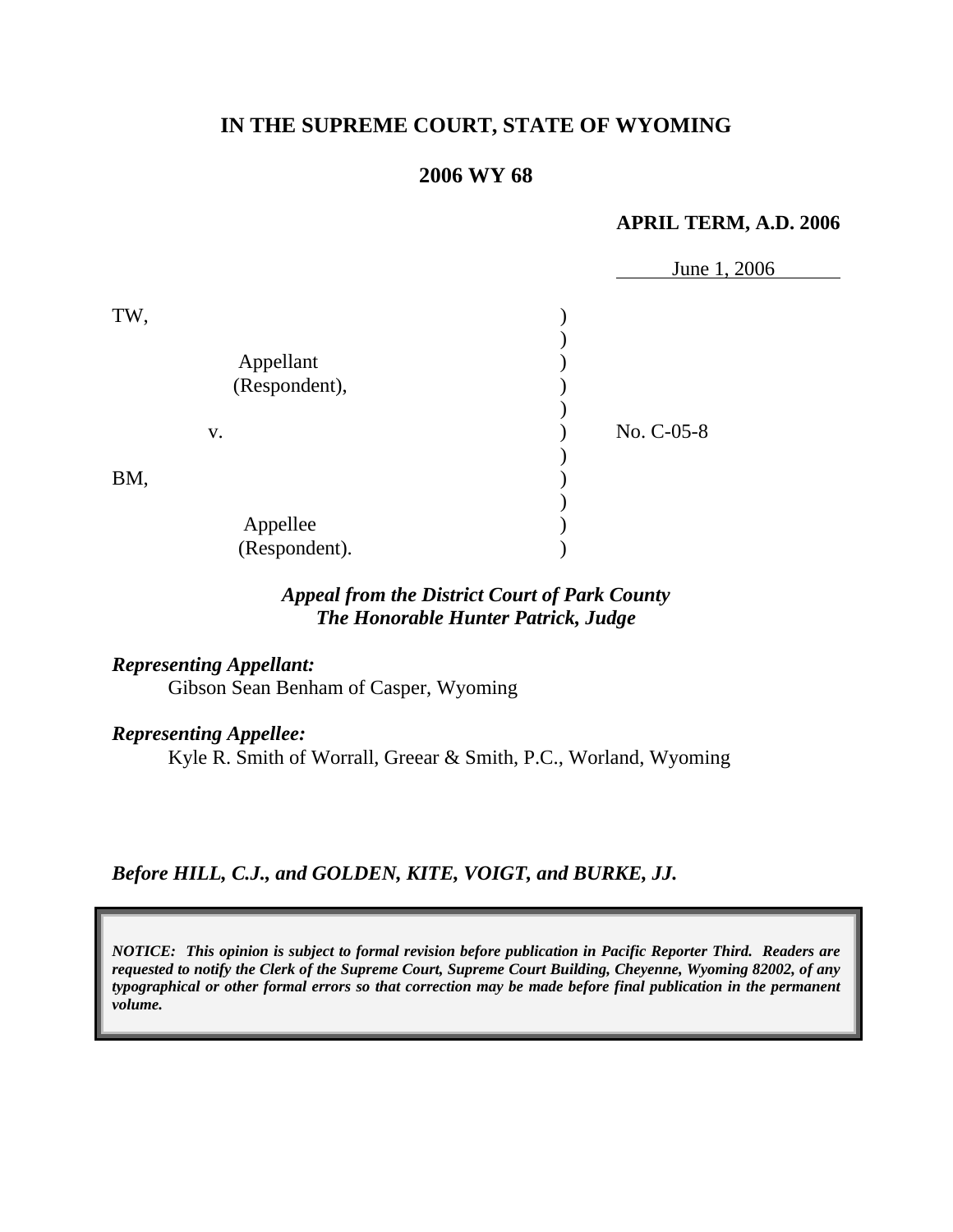# IN THE SUPREME COURT, STATE OF WYOMING

## 2006 WY 68

**APRIL TERM, A.D. 2006**

June 1, 2006

TW,

Appellant
(Respondent),

v.

BM,

Appellee
(Respondent).

No. C-05-8

*Appeal from the District Court of Park County*
*The Honorable Hunter Patrick, Judge*

***Representing Appellant:***
Gibson Sean Benham of Casper, Wyoming

***Representing Appellee:***
Kyle R. Smith of Worrall, Greear & Smith, P.C., Worland, Wyoming

***Before HILL, C.J., and GOLDEN, KITE, VOIGT, and BURKE, JJ.***

***NOTICE: This opinion is subject to formal revision before publication in Pacific Reporter Third. Readers are requested to notify the Clerk of the Supreme Court, Supreme Court Building, Cheyenne, Wyoming 82002, of any typographical or other formal errors so that correction may be made before final publication in the permanent volume.***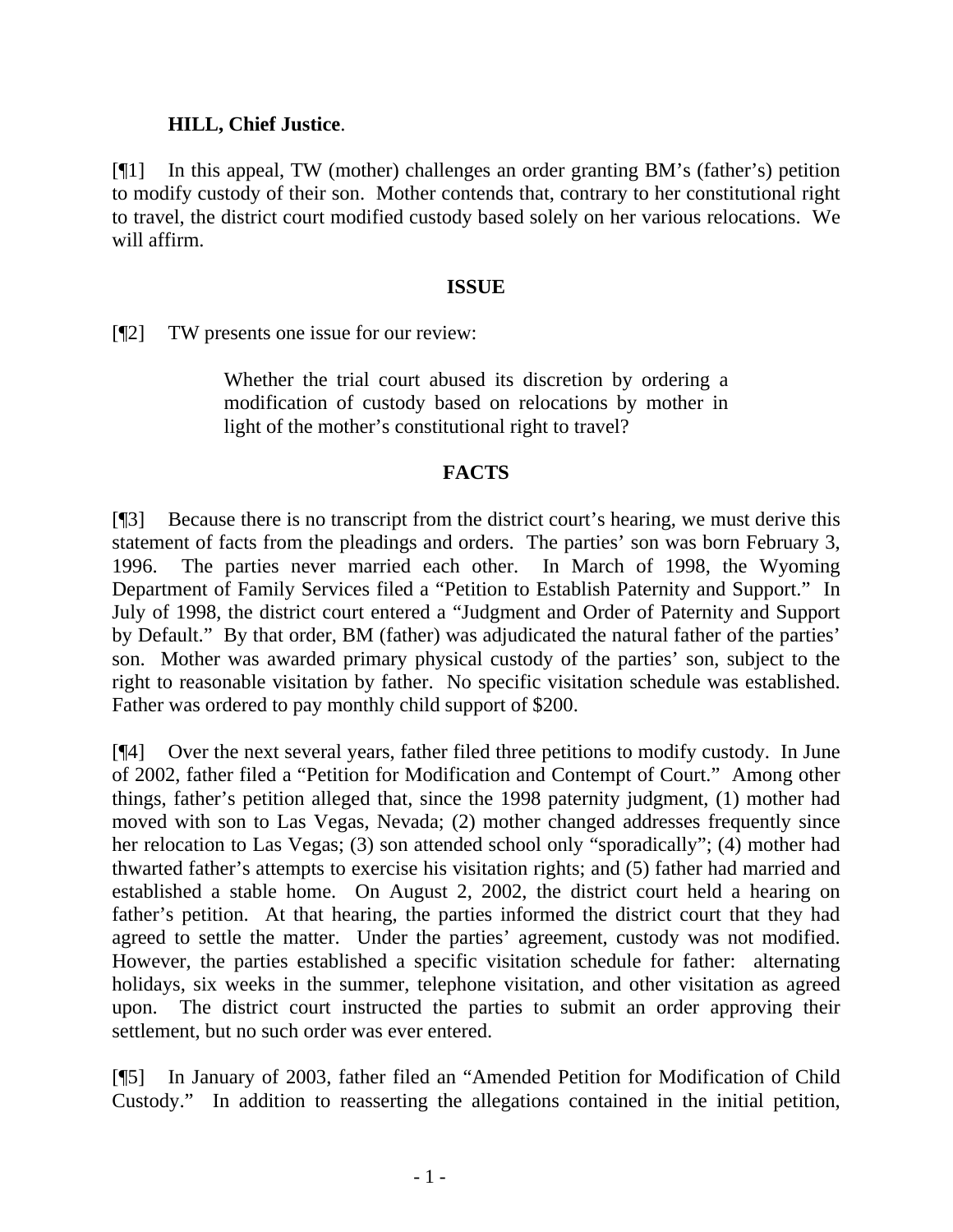**HILL, Chief Justice**.

[¶1] In this appeal, TW (mother) challenges an order granting BM's (father's) petition to modify custody of their son. Mother contends that, contrary to her constitutional right to travel, the district court modified custody based solely on her various relocations. We will affirm.

## ISSUE

[¶2] TW presents one issue for our review:

> Whether the trial court abused its discretion by ordering a modification of custody based on relocations by mother in light of the mother's constitutional right to travel?

## FACTS

[¶3] Because there is no transcript from the district court's hearing, we must derive this statement of facts from the pleadings and orders. The parties' son was born February 3, 1996. The parties never married each other. In March of 1998, the Wyoming Department of Family Services filed a "Petition to Establish Paternity and Support." In July of 1998, the district court entered a "Judgment and Order of Paternity and Support by Default." By that order, BM (father) was adjudicated the natural father of the parties' son. Mother was awarded primary physical custody of the parties' son, subject to the right to reasonable visitation by father. No specific visitation schedule was established. Father was ordered to pay monthly child support of $200.

[¶4] Over the next several years, father filed three petitions to modify custody. In June of 2002, father filed a "Petition for Modification and Contempt of Court." Among other things, father's petition alleged that, since the 1998 paternity judgment, (1) mother had moved with son to Las Vegas, Nevada; (2) mother changed addresses frequently since her relocation to Las Vegas; (3) son attended school only "sporadically"; (4) mother had thwarted father's attempts to exercise his visitation rights; and (5) father had married and established a stable home. On August 2, 2002, the district court held a hearing on father's petition. At that hearing, the parties informed the district court that they had agreed to settle the matter. Under the parties' agreement, custody was not modified. However, the parties established a specific visitation schedule for father: alternating holidays, six weeks in the summer, telephone visitation, and other visitation as agreed upon. The district court instructed the parties to submit an order approving their settlement, but no such order was ever entered.

[¶5] In January of 2003, father filed an "Amended Petition for Modification of Child Custody." In addition to reasserting the allegations contained in the initial petition,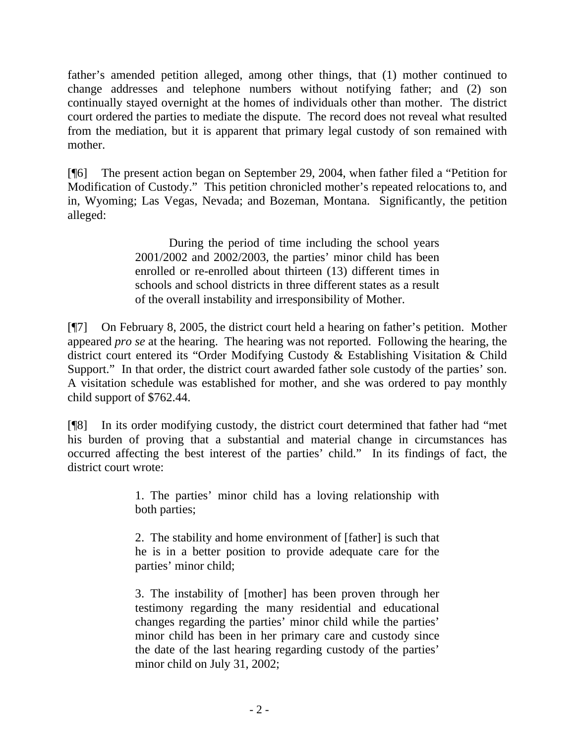father's amended petition alleged, among other things, that (1) mother continued to change addresses and telephone numbers without notifying father; and (2) son continually stayed overnight at the homes of individuals other than mother. The district court ordered the parties to mediate the dispute. The record does not reveal what resulted from the mediation, but it is apparent that primary legal custody of son remained with mother.

[¶6] The present action began on September 29, 2004, when father filed a "Petition for Modification of Custody." This petition chronicled mother's repeated relocations to, and in, Wyoming; Las Vegas, Nevada; and Bozeman, Montana. Significantly, the petition alleged:

> During the period of time including the school years 2001/2002 and 2002/2003, the parties' minor child has been enrolled or re-enrolled about thirteen (13) different times in schools and school districts in three different states as a result of the overall instability and irresponsibility of Mother.

[¶7] On February 8, 2005, the district court held a hearing on father's petition. Mother appeared *pro se* at the hearing. The hearing was not reported. Following the hearing, the district court entered its "Order Modifying Custody & Establishing Visitation & Child Support." In that order, the district court awarded father sole custody of the parties' son. A visitation schedule was established for mother, and she was ordered to pay monthly child support of $762.44.

[¶8] In its order modifying custody, the district court determined that father had "met his burden of proving that a substantial and material change in circumstances has occurred affecting the best interest of the parties' child." In its findings of fact, the district court wrote:

> 1. The parties' minor child has a loving relationship with both parties;
>
> 2. The stability and home environment of [father] is such that he is in a better position to provide adequate care for the parties' minor child;
>
> 3. The instability of [mother] has been proven through her testimony regarding the many residential and educational changes regarding the parties' minor child while the parties' minor child has been in her primary care and custody since the date of the last hearing regarding custody of the parties' minor child on July 31, 2002;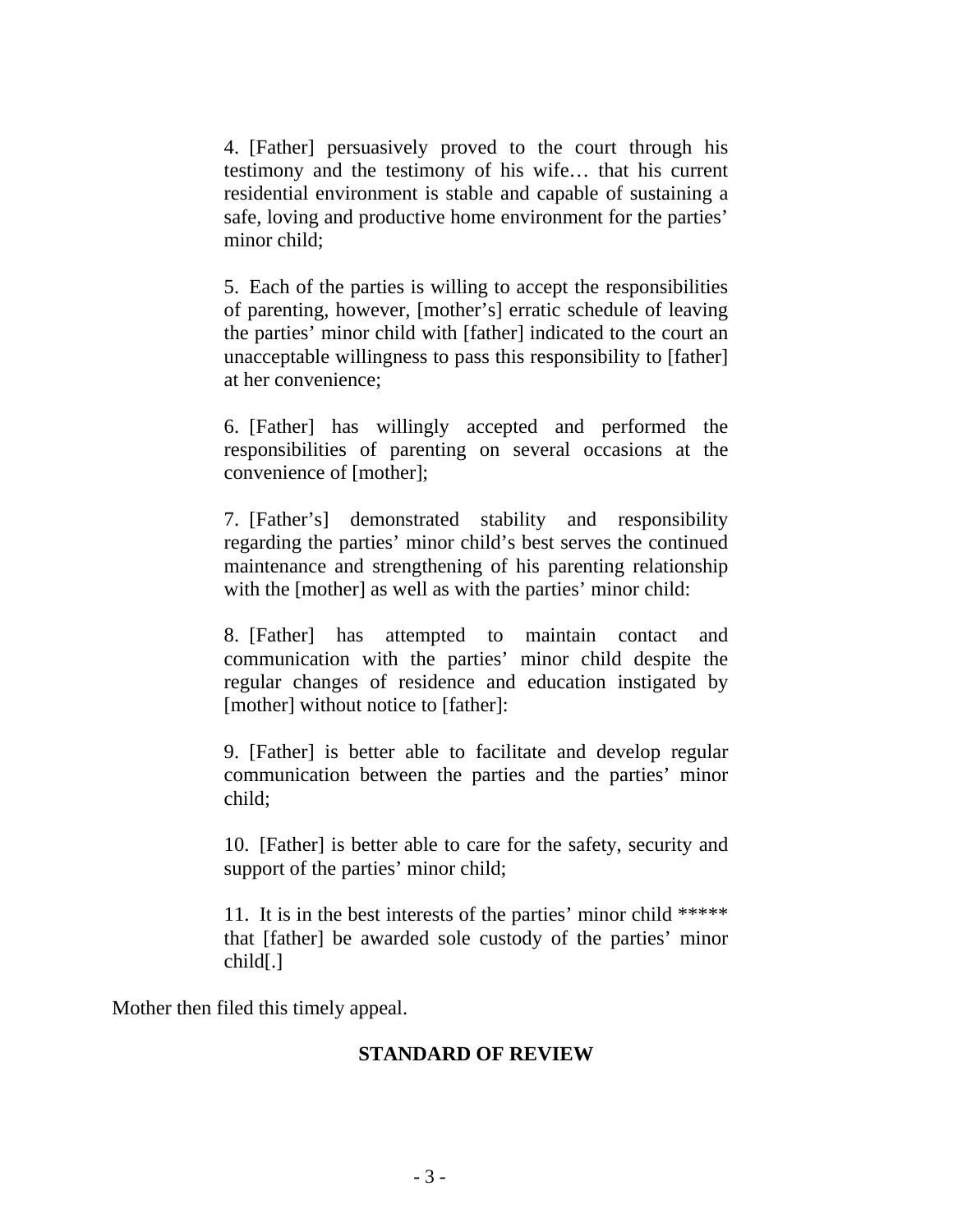> 4. [Father] persuasively proved to the court through his testimony and the testimony of his wife… that his current residential environment is stable and capable of sustaining a safe, loving and productive home environment for the parties' minor child;
>
> 5. Each of the parties is willing to accept the responsibilities of parenting, however, [mother's] erratic schedule of leaving the parties' minor child with [father] indicated to the court an unacceptable willingness to pass this responsibility to [father] at her convenience;
>
> 6. [Father] has willingly accepted and performed the responsibilities of parenting on several occasions at the convenience of [mother];
>
> 7. [Father's] demonstrated stability and responsibility regarding the parties' minor child's best serves the continued maintenance and strengthening of his parenting relationship with the [mother] as well as with the parties' minor child:
>
> 8. [Father] has attempted to maintain contact and communication with the parties' minor child despite the regular changes of residence and education instigated by [mother] without notice to [father]:
>
> 9. [Father] is better able to facilitate and develop regular communication between the parties and the parties' minor child;
>
> 10. [Father] is better able to care for the safety, security and support of the parties' minor child;
>
> 11. It is in the best interests of the parties' minor child ***** that [father] be awarded sole custody of the parties' minor child[.]

Mother then filed this timely appeal.

## STANDARD OF REVIEW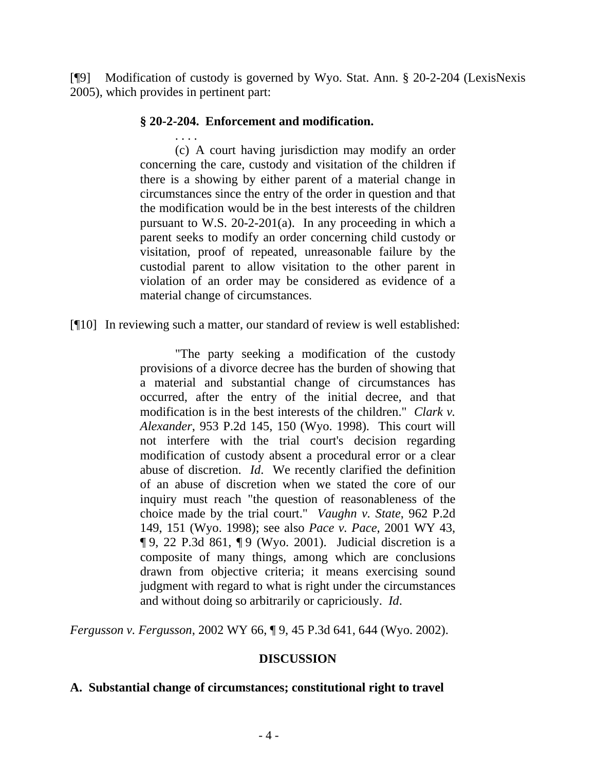[¶9] Modification of custody is governed by Wyo. Stat. Ann. § 20-2-204 (LexisNexis 2005), which provides in pertinent part:

> **§ 20-2-204. Enforcement and modification.**
>
> . . . .
>
> (c) A court having jurisdiction may modify an order concerning the care, custody and visitation of the children if there is a showing by either parent of a material change in circumstances since the entry of the order in question and that the modification would be in the best interests of the children pursuant to W.S. 20-2-201(a). In any proceeding in which a parent seeks to modify an order concerning child custody or visitation, proof of repeated, unreasonable failure by the custodial parent to allow visitation to the other parent in violation of an order may be considered as evidence of a material change of circumstances.

[¶10] In reviewing such a matter, our standard of review is well established:

> "The party seeking a modification of the custody provisions of a divorce decree has the burden of showing that a material and substantial change of circumstances has occurred, after the entry of the initial decree, and that modification is in the best interests of the children." *Clark v. Alexander*, 953 P.2d 145, 150 (Wyo. 1998). This court will not interfere with the trial court's decision regarding modification of custody absent a procedural error or a clear abuse of discretion. *Id*. We recently clarified the definition of an abuse of discretion when we stated the core of our inquiry must reach "the question of reasonableness of the choice made by the trial court." *Vaughn v. State*, 962 P.2d 149, 151 (Wyo. 1998); see also *Pace v. Pace*, 2001 WY 43, ¶ 9, 22 P.3d 861, ¶ 9 (Wyo. 2001). Judicial discretion is a composite of many things, among which are conclusions drawn from objective criteria; it means exercising sound judgment with regard to what is right under the circumstances and without doing so arbitrarily or capriciously. *Id*.

*Fergusson v. Fergusson*, 2002 WY 66, ¶ 9, 45 P.3d 641, 644 (Wyo. 2002).

## DISCUSSION

### A. Substantial change of circumstances; constitutional right to travel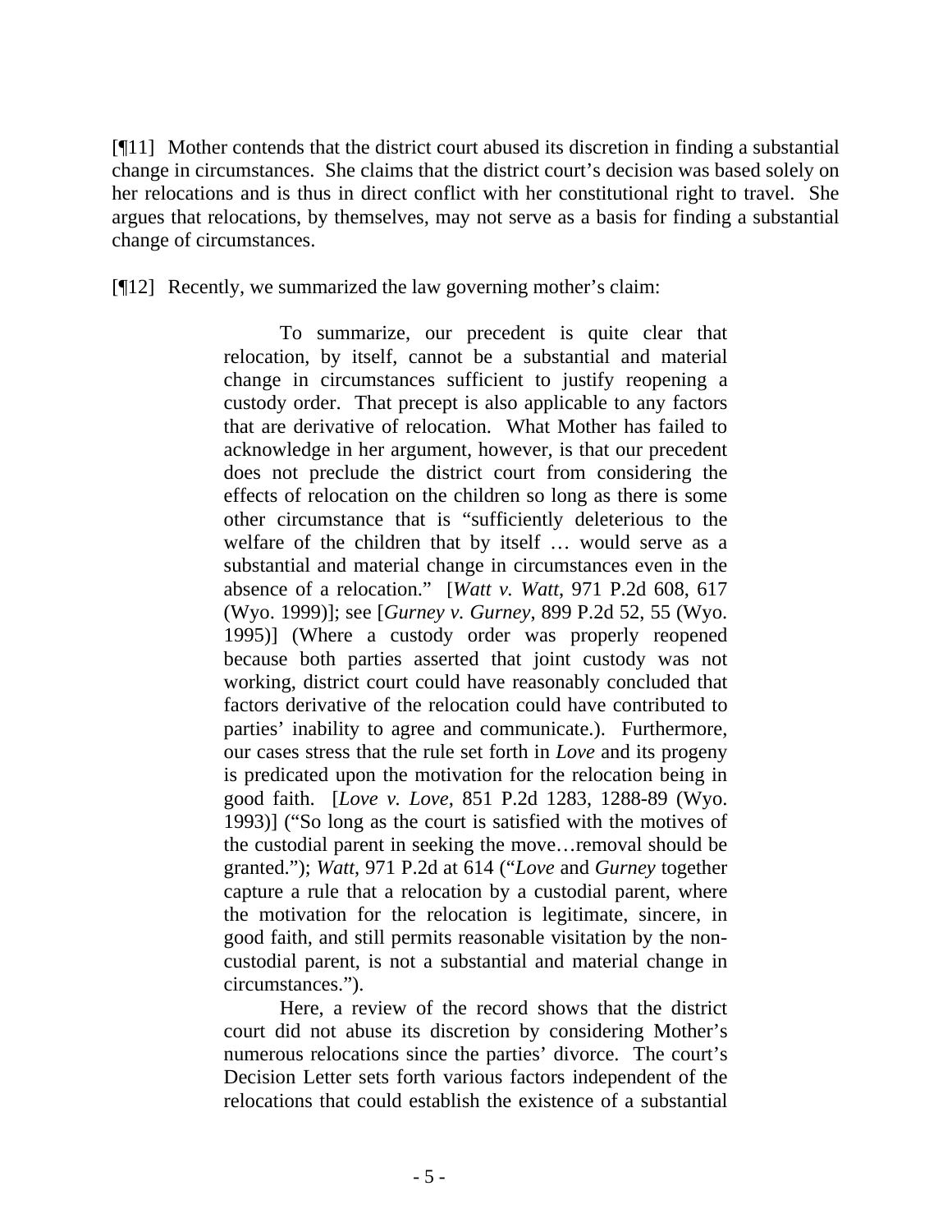[¶11] Mother contends that the district court abused its discretion in finding a substantial change in circumstances. She claims that the district court's decision was based solely on her relocations and is thus in direct conflict with her constitutional right to travel. She argues that relocations, by themselves, may not serve as a basis for finding a substantial change of circumstances.

[¶12] Recently, we summarized the law governing mother's claim:

> To summarize, our precedent is quite clear that relocation, by itself, cannot be a substantial and material change in circumstances sufficient to justify reopening a custody order. That precept is also applicable to any factors that are derivative of relocation. What Mother has failed to acknowledge in her argument, however, is that our precedent does not preclude the district court from considering the effects of relocation on the children so long as there is some other circumstance that is "sufficiently deleterious to the welfare of the children that by itself … would serve as a substantial and material change in circumstances even in the absence of a relocation." [*Watt v. Watt*, 971 P.2d 608, 617 (Wyo. 1999)]; see [*Gurney v. Gurney*, 899 P.2d 52, 55 (Wyo. 1995)] (Where a custody order was properly reopened because both parties asserted that joint custody was not working, district court could have reasonably concluded that factors derivative of the relocation could have contributed to parties' inability to agree and communicate.). Furthermore, our cases stress that the rule set forth in *Love* and its progeny is predicated upon the motivation for the relocation being in good faith. [*Love v. Love*, 851 P.2d 1283, 1288-89 (Wyo. 1993)] ("So long as the court is satisfied with the motives of the custodial parent in seeking the move…removal should be granted."); *Watt*, 971 P.2d at 614 ("*Love* and *Gurney* together capture a rule that a relocation by a custodial parent, where the motivation for the relocation is legitimate, sincere, in good faith, and still permits reasonable visitation by the non-custodial parent, is not a substantial and material change in circumstances.").
>
> Here, a review of the record shows that the district court did not abuse its discretion by considering Mother's numerous relocations since the parties' divorce. The court's Decision Letter sets forth various factors independent of the relocations that could establish the existence of a substantial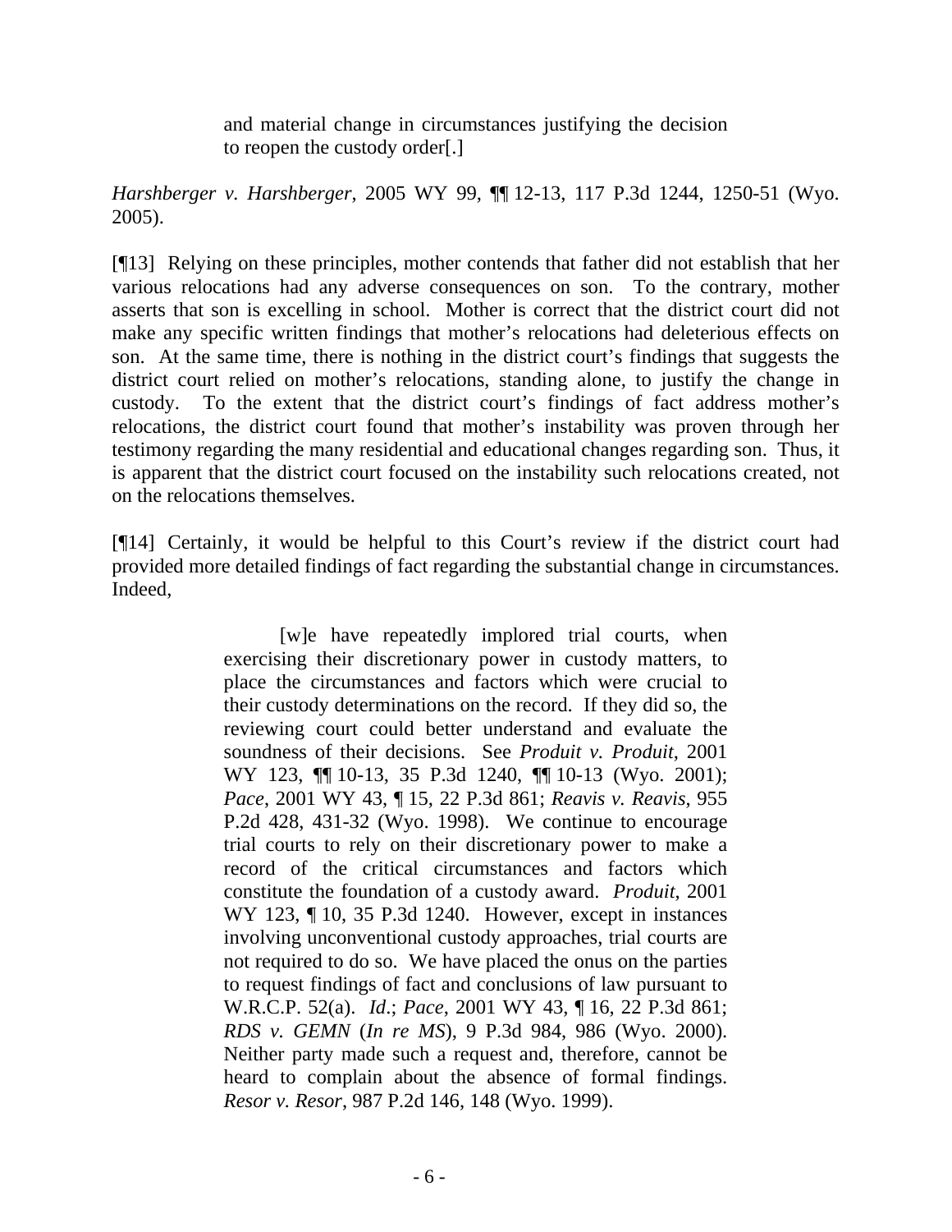> and material change in circumstances justifying the decision to reopen the custody order[.]

*Harshberger v. Harshberger*, 2005 WY 99, ¶¶ 12-13, 117 P.3d 1244, 1250-51 (Wyo. 2005).

[¶13] Relying on these principles, mother contends that father did not establish that her various relocations had any adverse consequences on son. To the contrary, mother asserts that son is excelling in school. Mother is correct that the district court did not make any specific written findings that mother's relocations had deleterious effects on son. At the same time, there is nothing in the district court's findings that suggests the district court relied on mother's relocations, standing alone, to justify the change in custody. To the extent that the district court's findings of fact address mother's relocations, the district court found that mother's instability was proven through her testimony regarding the many residential and educational changes regarding son. Thus, it is apparent that the district court focused on the instability such relocations created, not on the relocations themselves.

[¶14] Certainly, it would be helpful to this Court's review if the district court had provided more detailed findings of fact regarding the substantial change in circumstances. Indeed,

> [w]e have repeatedly implored trial courts, when exercising their discretionary power in custody matters, to place the circumstances and factors which were crucial to their custody determinations on the record. If they did so, the reviewing court could better understand and evaluate the soundness of their decisions. See *Produit v. Produit*, 2001 WY 123, ¶¶ 10-13, 35 P.3d 1240, ¶¶ 10-13 (Wyo. 2001); *Pace*, 2001 WY 43, ¶ 15, 22 P.3d 861; *Reavis v. Reavis*, 955 P.2d 428, 431-32 (Wyo. 1998). We continue to encourage trial courts to rely on their discretionary power to make a record of the critical circumstances and factors which constitute the foundation of a custody award. *Produit*, 2001 WY 123, ¶ 10, 35 P.3d 1240. However, except in instances involving unconventional custody approaches, trial courts are not required to do so. We have placed the onus on the parties to request findings of fact and conclusions of law pursuant to W.R.C.P. 52(a). *Id*.; *Pace*, 2001 WY 43, ¶ 16, 22 P.3d 861; *RDS v. GEMN* (*In re MS*), 9 P.3d 984, 986 (Wyo. 2000). Neither party made such a request and, therefore, cannot be heard to complain about the absence of formal findings. *Resor v. Resor*, 987 P.2d 146, 148 (Wyo. 1999).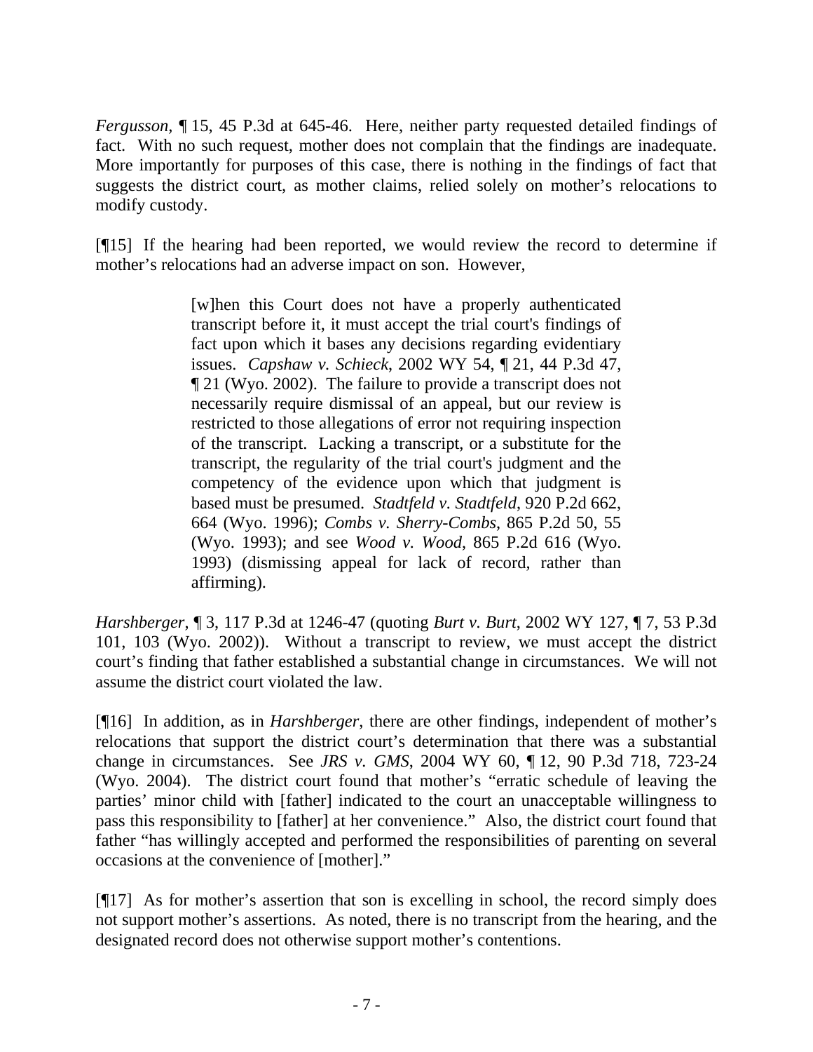*Fergusson*, ¶ 15, 45 P.3d at 645-46. Here, neither party requested detailed findings of fact. With no such request, mother does not complain that the findings are inadequate. More importantly for purposes of this case, there is nothing in the findings of fact that suggests the district court, as mother claims, relied solely on mother's relocations to modify custody.

[¶15] If the hearing had been reported, we would review the record to determine if mother's relocations had an adverse impact on son. However,

> [w]hen this Court does not have a properly authenticated transcript before it, it must accept the trial court's findings of fact upon which it bases any decisions regarding evidentiary issues. *Capshaw v. Schieck*, 2002 WY 54, ¶ 21, 44 P.3d 47, ¶ 21 (Wyo. 2002). The failure to provide a transcript does not necessarily require dismissal of an appeal, but our review is restricted to those allegations of error not requiring inspection of the transcript. Lacking a transcript, or a substitute for the transcript, the regularity of the trial court's judgment and the competency of the evidence upon which that judgment is based must be presumed. *Stadtfeld v. Stadtfeld*, 920 P.2d 662, 664 (Wyo. 1996); *Combs v. Sherry-Combs*, 865 P.2d 50, 55 (Wyo. 1993); and see *Wood v. Wood*, 865 P.2d 616 (Wyo. 1993) (dismissing appeal for lack of record, rather than affirming).

*Harshberger*, ¶ 3, 117 P.3d at 1246-47 (quoting *Burt v. Burt*, 2002 WY 127, ¶ 7, 53 P.3d 101, 103 (Wyo. 2002)). Without a transcript to review, we must accept the district court's finding that father established a substantial change in circumstances. We will not assume the district court violated the law.

[¶16] In addition, as in *Harshberger*, there are other findings, independent of mother's relocations that support the district court's determination that there was a substantial change in circumstances. See *JRS v. GMS*, 2004 WY 60, ¶ 12, 90 P.3d 718, 723-24 (Wyo. 2004). The district court found that mother's "erratic schedule of leaving the parties' minor child with [father] indicated to the court an unacceptable willingness to pass this responsibility to [father] at her convenience." Also, the district court found that father "has willingly accepted and performed the responsibilities of parenting on several occasions at the convenience of [mother]."

[¶17] As for mother's assertion that son is excelling in school, the record simply does not support mother's assertions. As noted, there is no transcript from the hearing, and the designated record does not otherwise support mother's contentions.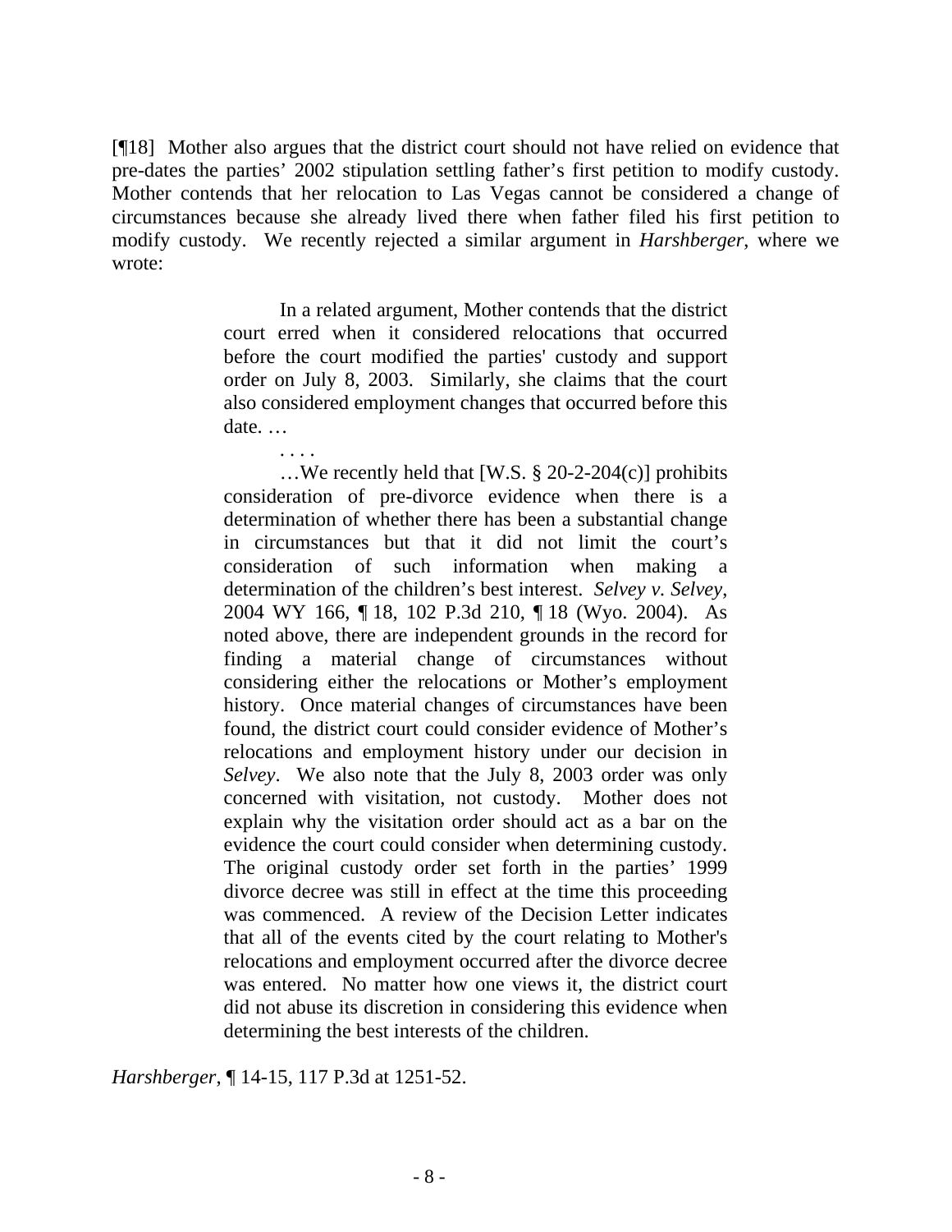[¶18] Mother also argues that the district court should not have relied on evidence that pre-dates the parties' 2002 stipulation settling father's first petition to modify custody. Mother contends that her relocation to Las Vegas cannot be considered a change of circumstances because she already lived there when father filed his first petition to modify custody. We recently rejected a similar argument in *Harshberger*, where we wrote:

> In a related argument, Mother contends that the district court erred when it considered relocations that occurred before the court modified the parties' custody and support order on July 8, 2003. Similarly, she claims that the court also considered employment changes that occurred before this date. …
>
> . . . .
>
> …We recently held that [W.S. § 20-2-204(c)] prohibits consideration of pre-divorce evidence when there is a determination of whether there has been a substantial change in circumstances but that it did not limit the court's consideration of such information when making a determination of the children's best interest. *Selvey v. Selvey*, 2004 WY 166, ¶ 18, 102 P.3d 210, ¶ 18 (Wyo. 2004). As noted above, there are independent grounds in the record for finding a material change of circumstances without considering either the relocations or Mother's employment history. Once material changes of circumstances have been found, the district court could consider evidence of Mother's relocations and employment history under our decision in *Selvey*. We also note that the July 8, 2003 order was only concerned with visitation, not custody. Mother does not explain why the visitation order should act as a bar on the evidence the court could consider when determining custody. The original custody order set forth in the parties' 1999 divorce decree was still in effect at the time this proceeding was commenced. A review of the Decision Letter indicates that all of the events cited by the court relating to Mother's relocations and employment occurred after the divorce decree was entered. No matter how one views it, the district court did not abuse its discretion in considering this evidence when determining the best interests of the children.

*Harshberger*, ¶ 14-15, 117 P.3d at 1251-52.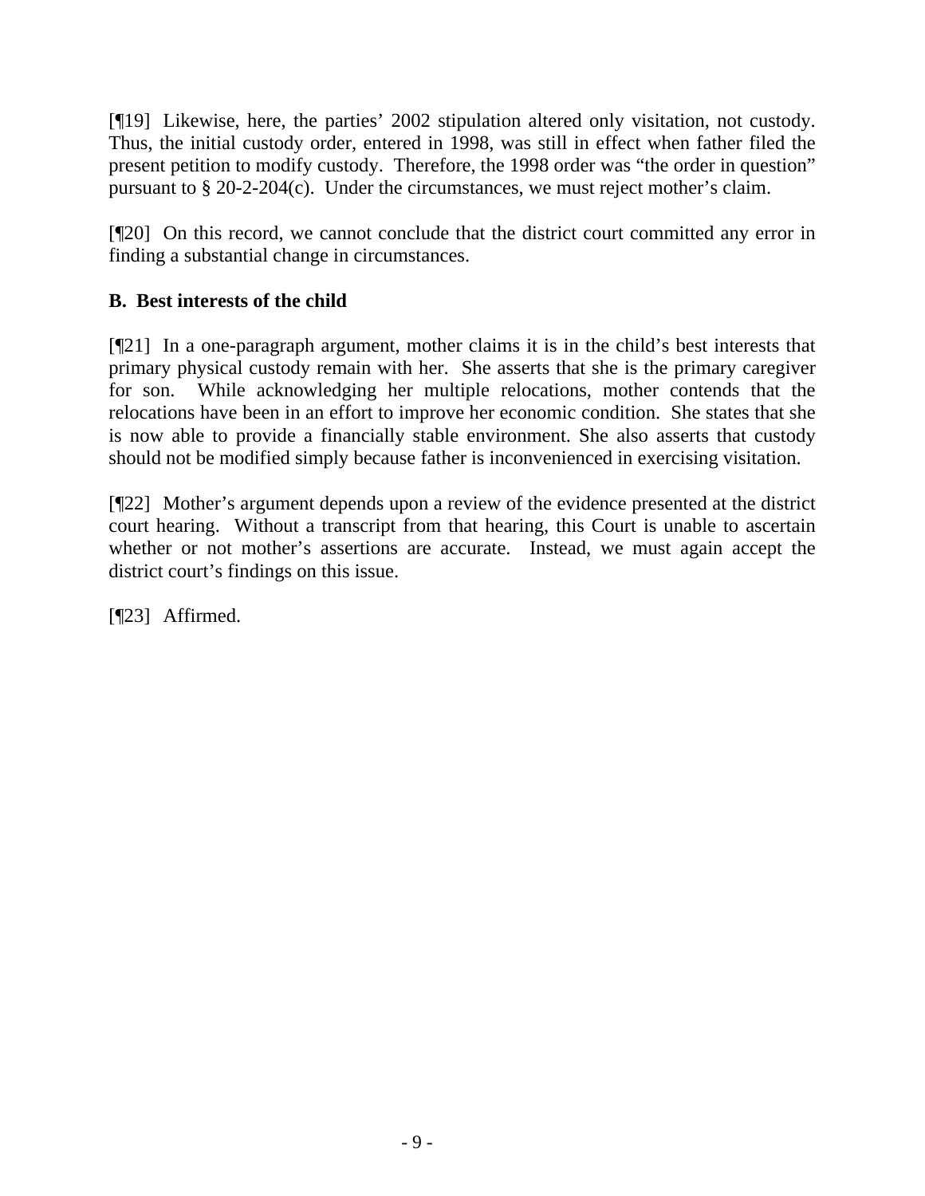[¶19] Likewise, here, the parties' 2002 stipulation altered only visitation, not custody. Thus, the initial custody order, entered in 1998, was still in effect when father filed the present petition to modify custody. Therefore, the 1998 order was "the order in question" pursuant to § 20-2-204(c). Under the circumstances, we must reject mother's claim.

[¶20] On this record, we cannot conclude that the district court committed any error in finding a substantial change in circumstances.

### B. Best interests of the child

[¶21] In a one-paragraph argument, mother claims it is in the child's best interests that primary physical custody remain with her. She asserts that she is the primary caregiver for son. While acknowledging her multiple relocations, mother contends that the relocations have been in an effort to improve her economic condition. She states that she is now able to provide a financially stable environment. She also asserts that custody should not be modified simply because father is inconvenienced in exercising visitation.

[¶22] Mother's argument depends upon a review of the evidence presented at the district court hearing. Without a transcript from that hearing, this Court is unable to ascertain whether or not mother's assertions are accurate. Instead, we must again accept the district court's findings on this issue.

[¶23] Affirmed.